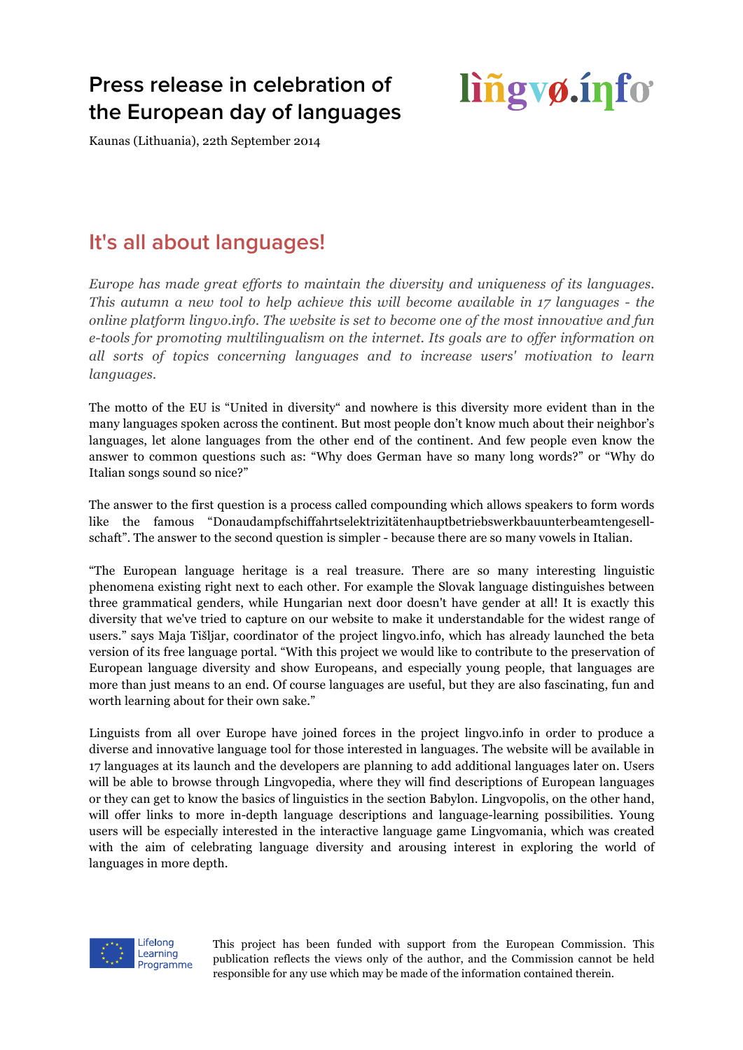# Press release in celebration of the European day of languages

lìñgvø.íŋfơ

Kaunas (Lithuania), 22th September 2014

## It's all about languages!

*Europe has made great efforts to maintain the diversity and uniqueness of its languages. This autumn a new tool to help achieve this will become available in 17 languages - the online platform lingvo.info. The website is set to become one of the most innovative and fun e-tools for promoting multilingualism on the internet. Its goals are to offer information on all sorts of topics concerning languages and to increase users' motivation to learn languages.*

The motto of the EU is "United in diversity" and nowhere is this diversity more evident than in the many languages spoken across the continent. But most people don't know much about their neighbor's languages, let alone languages from the other end of the continent. And few people even know the answer to common questions such as: "Why does German have so many long words?" or "Why do Italian songs sound so nice?"

The answer to the first question is a process called compounding which allows speakers to form words like the famous "Donaudampfschiffahrtselektrizitätenhauptbetriebswerkbauunterbeamtengesell-schaft". The answer to the second question is simpler - because there are so many vowels in Italian.

"The European language heritage is a real treasure. There are so many interesting linguistic phenomena existing right next to each other. For example the Slovak language distinguishes between three grammatical genders, while Hungarian next door doesn't have gender at all! It is exactly this diversity that we've tried to capture on our website to make it understandable for the widest range of users." says Maja Tišljar, coordinator of the project lingvo.info, which has already launched the beta version of its free language portal. "With this project we would like to contribute to the preservation of European language diversity and show Europeans, and especially young people, that languages are more than just means to an end. Of course languages are useful, but they are also fascinating, fun and worth learning about for their own sake."

Linguists from all over Europe have joined forces in the project lingvo.info in order to produce a diverse and innovative language tool for those interested in languages. The website will be available in 17 languages at its launch and the developers are planning to add additional languages later on. Users will be able to browse through Lingvopedia, where they will find descriptions of European languages or they can get to know the basics of linguistics in the section Babylon. Lingvopolis, on the other hand, will offer links to more in-depth language descriptions and language-learning possibilities. Young users will be especially interested in the interactive language game Lingvomania, which was created with the aim of celebrating language diversity and arousing interest in exploring the world of languages in more depth.

Lifelong Learning Programme

This project has been funded with support from the European Commission. This publication reflects the views only of the author, and the Commission cannot be held responsible for any use which may be made of the information contained therein.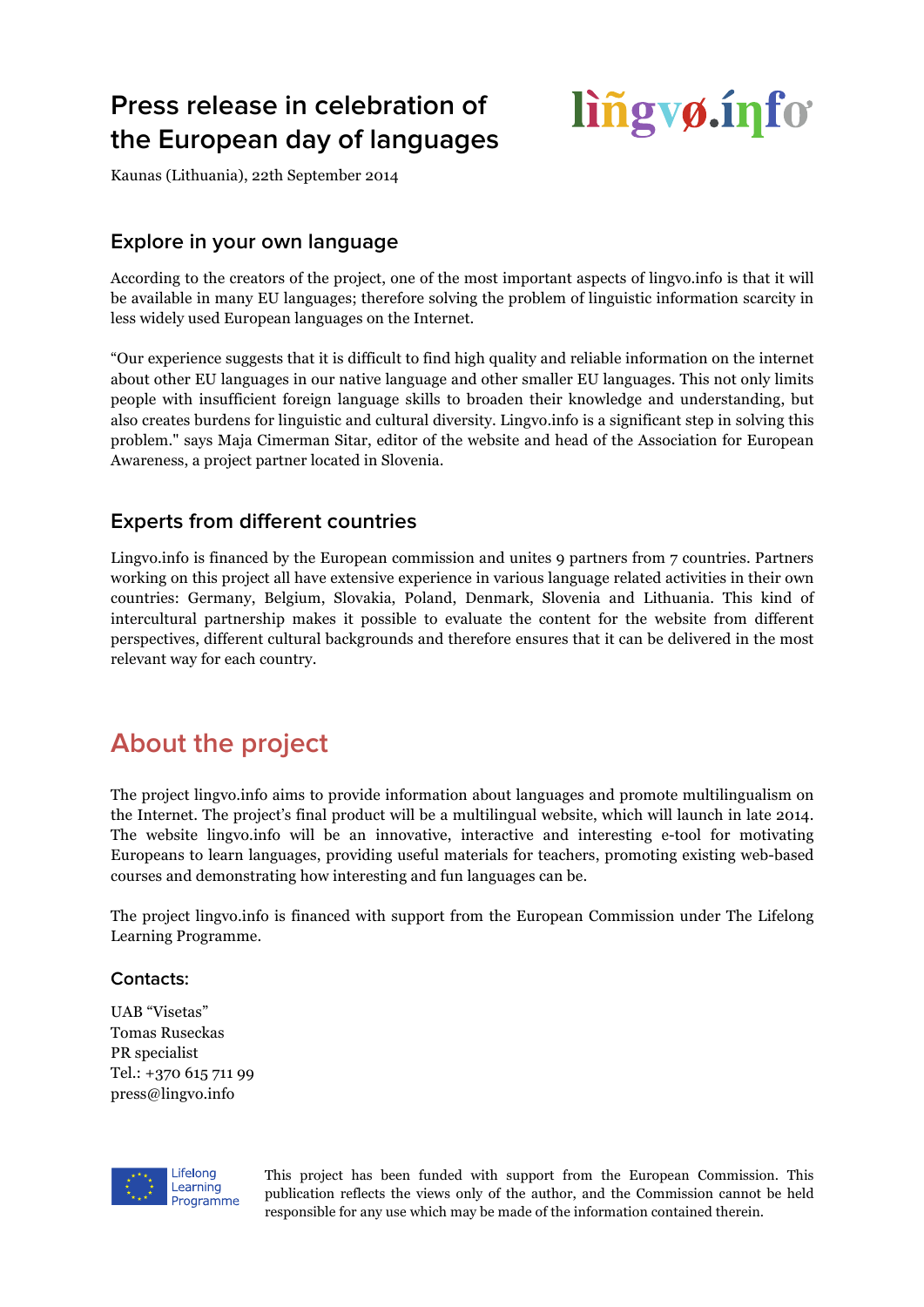# Press release in celebration of the European day of languages

lìñgvø.íŋfo

Kaunas (Lithuania), 22th September 2014

## Explore in your own language

According to the creators of the project, one of the most important aspects of lingvo.info is that it will be available in many EU languages; therefore solving the problem of linguistic information scarcity in less widely used European languages on the Internet.

"Our experience suggests that it is difficult to find high quality and reliable information on the internet about other EU languages in our native language and other smaller EU languages. This not only limits people with insufficient foreign language skills to broaden their knowledge and understanding, but also creates burdens for linguistic and cultural diversity. Lingvo.info is a significant step in solving this problem." says Maja Cimerman Sitar, editor of the website and head of the Association for European Awareness, a project partner located in Slovenia.

## Experts from different countries

Lingvo.info is financed by the European commission and unites 9 partners from 7 countries. Partners working on this project all have extensive experience in various language related activities in their own countries: Germany, Belgium, Slovakia, Poland, Denmark, Slovenia and Lithuania. This kind of intercultural partnership makes it possible to evaluate the content for the website from different perspectives, different cultural backgrounds and therefore ensures that it can be delivered in the most relevant way for each country.

# About the project

The project lingvo.info aims to provide information about languages and promote multilingualism on the Internet. The project's final product will be a multilingual website, which will launch in late 2014. The website lingvo.info will be an innovative, interactive and interesting e-tool for motivating Europeans to learn languages, providing useful materials for teachers, promoting existing web-based courses and demonstrating how interesting and fun languages can be.

The project lingvo.info is financed with support from the European Commission under The Lifelong Learning Programme.

### Contacts:

UAB "Visetas"
Tomas Ruseckas
PR specialist
Tel.: +370 615 711 99
press@lingvo.info

Lifelong Learning Programme

This project has been funded with support from the European Commission. This publication reflects the views only of the author, and the Commission cannot be held responsible for any use which may be made of the information contained therein.